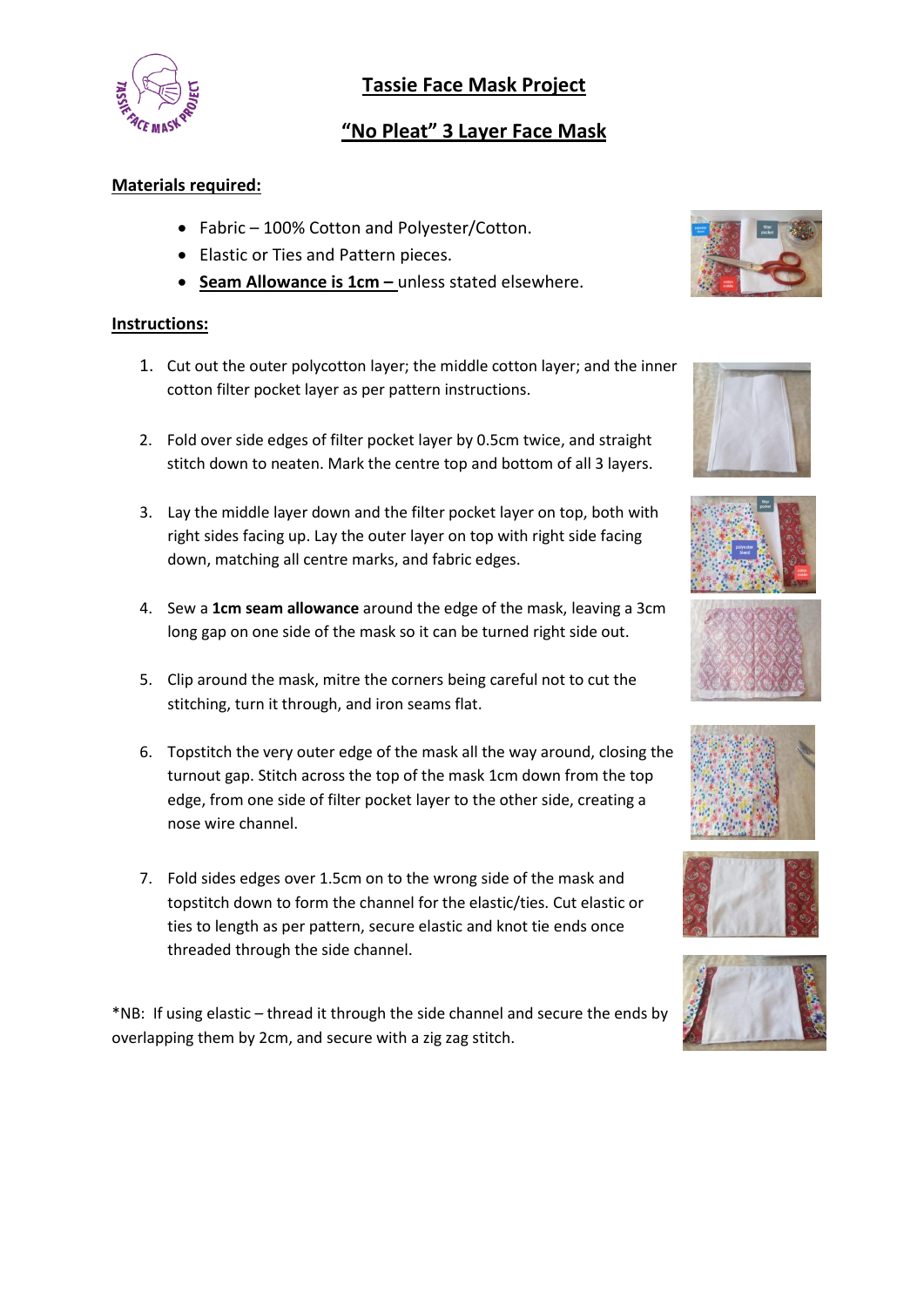# Tassie Face Mask Project

## "No Pleat" 3 Layer Face Mask

**Materials required:**

- Fabric – 100% Cotton and Polyester/Cotton.
- Elastic or Ties and Pattern pieces.
- **Seam Allowance is 1cm –** unless stated elsewhere.

**Instructions:**

1. Cut out the outer polycotton layer; the middle cotton layer; and the inner cotton filter pocket layer as per pattern instructions.
2. Fold over side edges of filter pocket layer by 0.5cm twice, and straight stitch down to neaten. Mark the centre top and bottom of all 3 layers.
3. Lay the middle layer down and the filter pocket layer on top, both with right sides facing up. Lay the outer layer on top with right side facing down, matching all centre marks, and fabric edges.
4. Sew a **1cm seam allowance** around the edge of the mask, leaving a 3cm long gap on one side of the mask so it can be turned right side out.
5. Clip around the mask, mitre the corners being careful not to cut the stitching, turn it through, and iron seams flat.
6. Topstitch the very outer edge of the mask all the way around, closing the turnout gap. Stitch across the top of the mask 1cm down from the top edge, from one side of filter pocket layer to the other side, creating a nose wire channel.
7. Fold sides edges over 1.5cm on to the wrong side of the mask and topstitch down to form the channel for the elastic/ties. Cut elastic or ties to length as per pattern, secure elastic and knot tie ends once threaded through the side channel.

*NB: If using elastic – thread it through the side channel and secure the ends by overlapping them by 2cm, and secure with a zig zag stitch.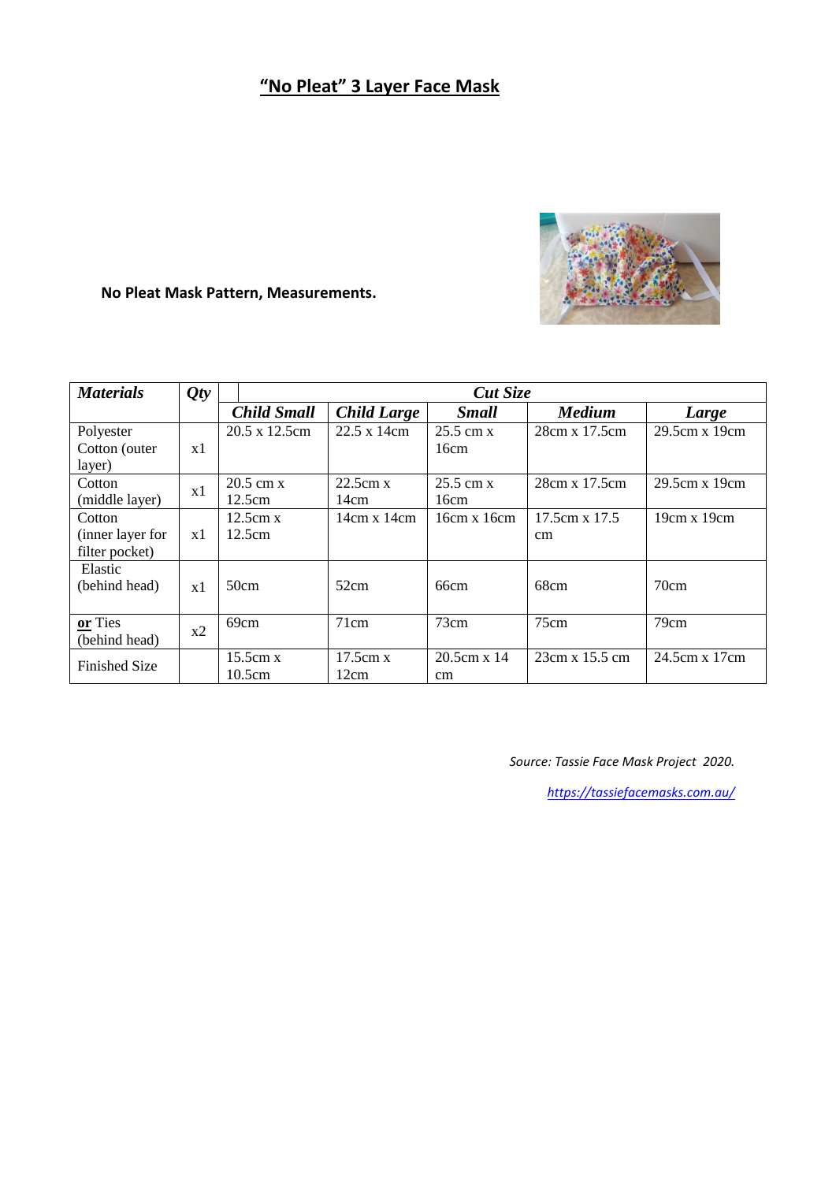# "No Pleat" 3 Layer Face Mask

**No Pleat Mask Pattern, Measurements.**

| ***Materials*** | ***Qty*** | ***Cut Size*** | | | | |
|---|---|---|---|---|---|---|
| | | ***Child Small*** | ***Child Large*** | ***Small*** | ***Medium*** | ***Large*** |
| Polyester Cotton (outer layer) | x1 | 20.5 x 12.5cm | 22.5 x 14cm | 25.5 cm x 16cm | 28cm x 17.5cm | 29.5cm x 19cm |
| Cotton (middle layer) | x1 | 20.5 cm x 12.5cm | 22.5cm x 14cm | 25.5 cm x 16cm | 28cm x 17.5cm | 29.5cm x 19cm |
| Cotton (inner layer for filter pocket) | x1 | 12.5cm x 12.5cm | 14cm x 14cm | 16cm x 16cm | 17.5cm x 17.5 cm | 19cm x 19cm |
| Elastic (behind head) | x1 | 50cm | 52cm | 66cm | 68cm | 70cm |
| **<u>or</u>** Ties (behind head) | x2 | 69cm | 71cm | 73cm | 75cm | 79cm |
| Finished Size | | 15.5cm x 10.5cm | 17.5cm x 12cm | 20.5cm x 14 cm | 23cm x 15.5 cm | 24.5cm x 17cm |

*Source: Tassie Face Mask Project 2020.*

*https://tassiefacemasks.com.au/*